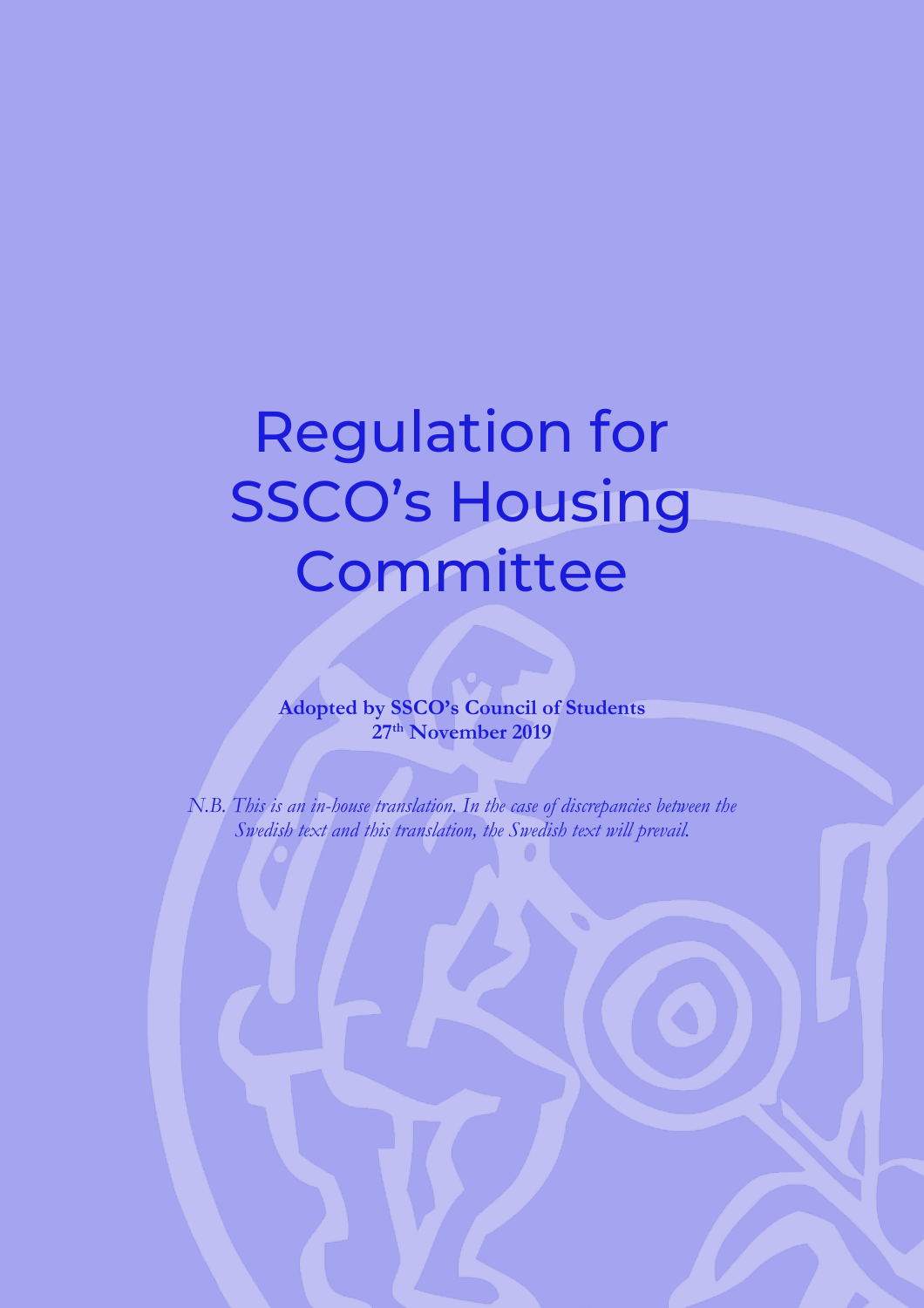# Regulation for SSCO's Housing Committee

**Adopted by SSCO's Council of Students**
**27th November 2019**

*N.B. This is an in-house translation. In the case of discrepancies between the Swedish text and this translation, the Swedish text will prevail.*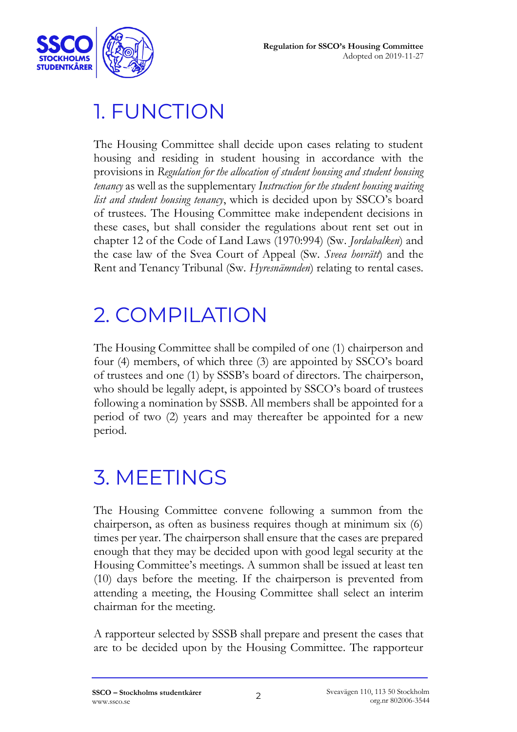# 1. FUNCTION

The Housing Committee shall decide upon cases relating to student housing and residing in student housing in accordance with the provisions in *Regulation for the allocation of student housing and student housing tenancy* as well as the supplementary *Instruction for the student housing waiting list and student housing tenancy*, which is decided upon by SSCO's board of trustees. The Housing Committee make independent decisions in these cases, but shall consider the regulations about rent set out in chapter 12 of the Code of Land Laws (1970:994) (Sw. *Jordabalken*) and the case law of the Svea Court of Appeal (Sw. *Sveea hovrätt*) and the Rent and Tenancy Tribunal (Sw. *Hyresnämnden*) relating to rental cases.

# 2. COMPILATION

The Housing Committee shall be compiled of one (1) chairperson and four (4) members, of which three (3) are appointed by SSCO's board of trustees and one (1) by SSSB's board of directors. The chairperson, who should be legally adept, is appointed by SSCO's board of trustees following a nomination by SSSB. All members shall be appointed for a period of two (2) years and may thereafter be appointed for a new period.

# 3. MEETINGS

The Housing Committee convene following a summon from the chairperson, as often as business requires though at minimum six (6) times per year. The chairperson shall ensure that the cases are prepared enough that they may be decided upon with good legal security at the Housing Committee's meetings. A summon shall be issued at least ten (10) days before the meeting. If the chairperson is prevented from attending a meeting, the Housing Committee shall select an interim chairman for the meeting.

A rapporteur selected by SSSB shall prepare and present the cases that are to be decided upon by the Housing Committee. The rapporteur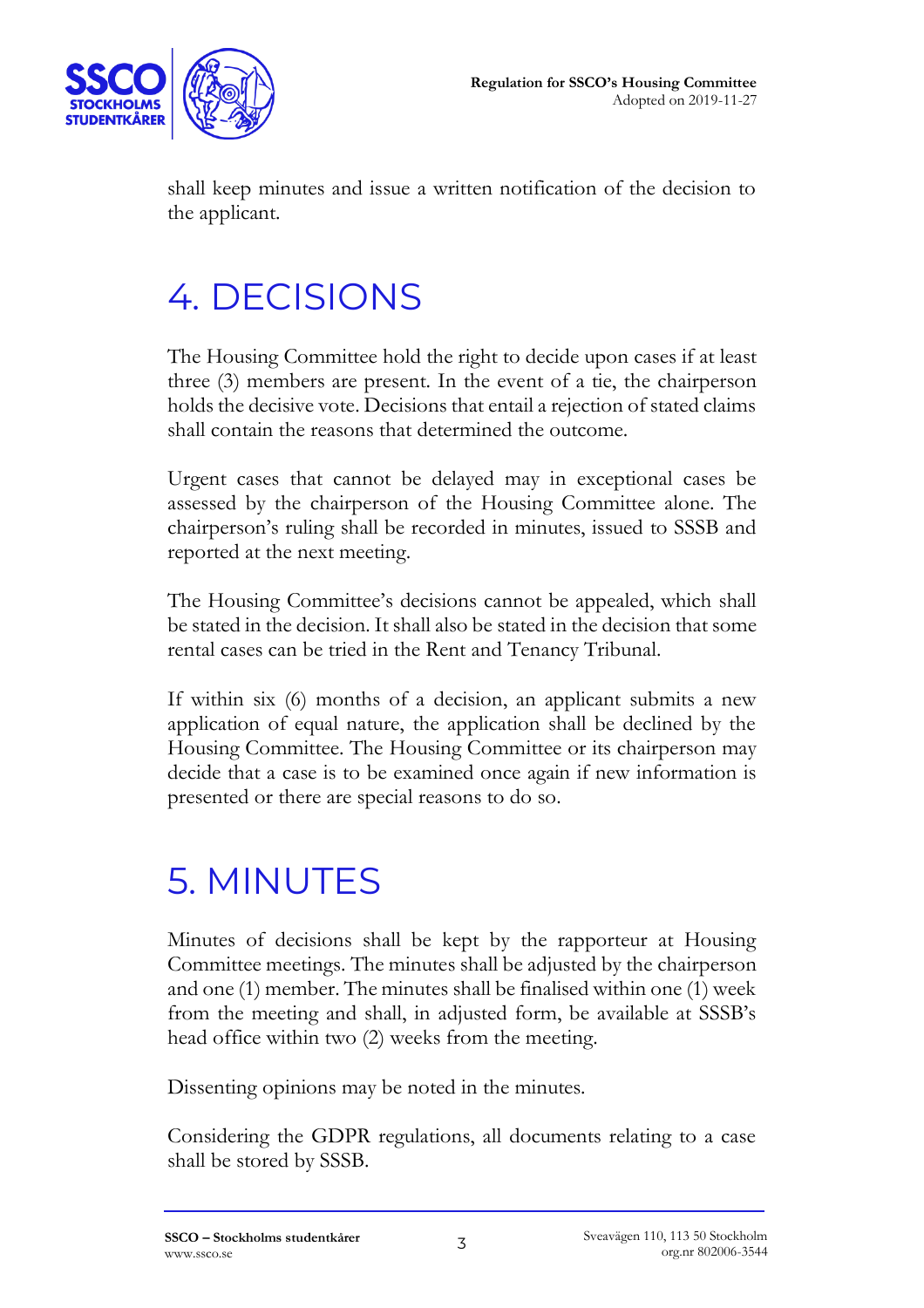shall keep minutes and issue a written notification of the decision to the applicant.

# 4. DECISIONS

The Housing Committee hold the right to decide upon cases if at least three (3) members are present. In the event of a tie, the chairperson holds the decisive vote. Decisions that entail a rejection of stated claims shall contain the reasons that determined the outcome.

Urgent cases that cannot be delayed may in exceptional cases be assessed by the chairperson of the Housing Committee alone. The chairperson's ruling shall be recorded in minutes, issued to SSSB and reported at the next meeting.

The Housing Committee's decisions cannot be appealed, which shall be stated in the decision. It shall also be stated in the decision that some rental cases can be tried in the Rent and Tenancy Tribunal.

If within six (6) months of a decision, an applicant submits a new application of equal nature, the application shall be declined by the Housing Committee. The Housing Committee or its chairperson may decide that a case is to be examined once again if new information is presented or there are special reasons to do so.

# 5. MINUTES

Minutes of decisions shall be kept by the rapporteur at Housing Committee meetings. The minutes shall be adjusted by the chairperson and one (1) member. The minutes shall be finalised within one (1) week from the meeting and shall, in adjusted form, be available at SSSB's head office within two (2) weeks from the meeting.

Dissenting opinions may be noted in the minutes.

Considering the GDPR regulations, all documents relating to a case shall be stored by SSSB.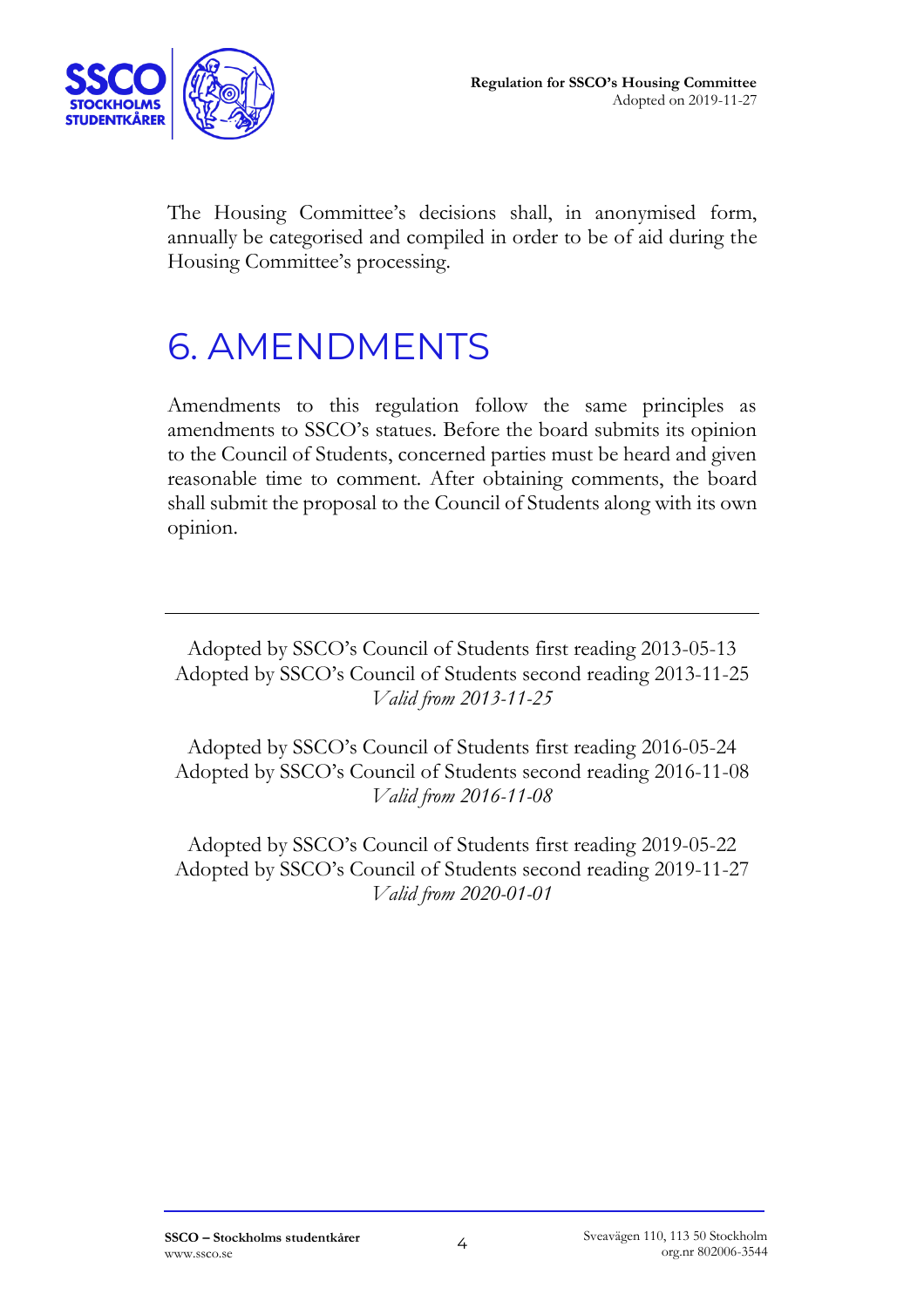The Housing Committee's decisions shall, in anonymised form, annually be categorised and compiled in order to be of aid during the Housing Committee's processing.

# 6. AMENDMENTS

Amendments to this regulation follow the same principles as amendments to SSCO's statues. Before the board submits its opinion to the Council of Students, concerned parties must be heard and given reasonable time to comment. After obtaining comments, the board shall submit the proposal to the Council of Students along with its own opinion.

---

Adopted by SSCO's Council of Students first reading 2013-05-13
Adopted by SSCO's Council of Students second reading 2013-11-25
*Valid from 2013-11-25*

Adopted by SSCO's Council of Students first reading 2016-05-24
Adopted by SSCO's Council of Students second reading 2016-11-08
*Valid from 2016-11-08*

Adopted by SSCO's Council of Students first reading 2019-05-22
Adopted by SSCO's Council of Students second reading 2019-11-27
*Valid from 2020-01-01*